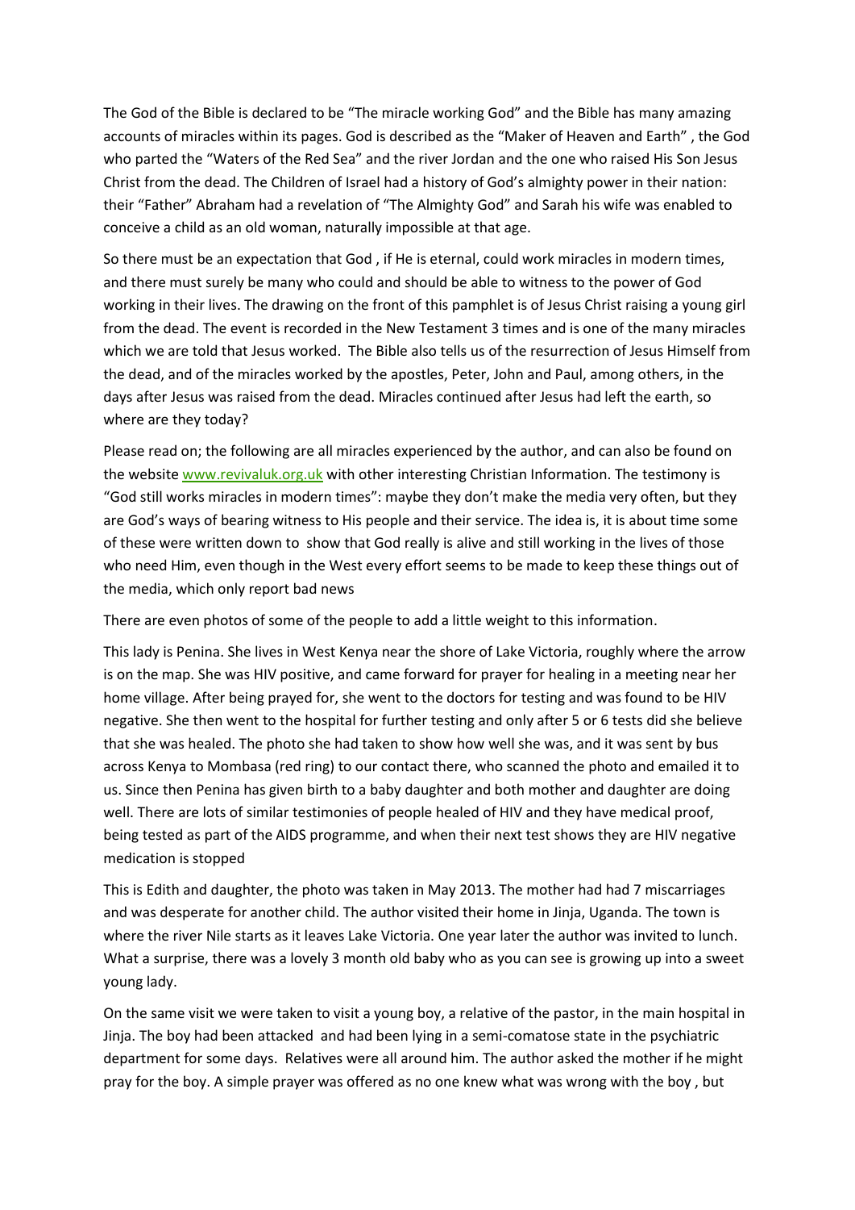The God of the Bible is declared to be "The miracle working God" and the Bible has many amazing accounts of miracles within its pages. God is described as the "Maker of Heaven and Earth" , the God who parted the "Waters of the Red Sea" and the river Jordan and the one who raised His Son Jesus Christ from the dead. The Children of Israel had a history of God's almighty power in their nation: their "Father" Abraham had a revelation of "The Almighty God" and Sarah his wife was enabled to conceive a child as an old woman, naturally impossible at that age.

So there must be an expectation that God , if He is eternal, could work miracles in modern times, and there must surely be many who could and should be able to witness to the power of God working in their lives. The drawing on the front of this pamphlet is of Jesus Christ raising a young girl from the dead. The event is recorded in the New Testament 3 times and is one of the many miracles which we are told that Jesus worked. The Bible also tells us of the resurrection of Jesus Himself from the dead, and of the miracles worked by the apostles, Peter, John and Paul, among others, in the days after Jesus was raised from the dead. Miracles continued after Jesus had left the earth, so where are they today?

Please read on; the following are all miracles experienced by the author, and can also be found on the website [www.revivaluk.org.uk](http://www.revivaluk.org.uk) with other interesting Christian Information. The testimony is "God still works miracles in modern times": maybe they don't make the media very often, but they are God's ways of bearing witness to His people and their service. The idea is, it is about time some of these were written down to show that God really is alive and still working in the lives of those who need Him, even though in the West every effort seems to be made to keep these things out of the media, which only report bad news

There are even photos of some of the people to add a little weight to this information.

This lady is Penina. She lives in West Kenya near the shore of Lake Victoria, roughly where the arrow is on the map. She was HIV positive, and came forward for prayer for healing in a meeting near her home village. After being prayed for, she went to the doctors for testing and was found to be HIV negative. She then went to the hospital for further testing and only after 5 or 6 tests did she believe that she was healed. The photo she had taken to show how well she was, and it was sent by bus across Kenya to Mombasa (red ring) to our contact there, who scanned the photo and emailed it to us. Since then Penina has given birth to a baby daughter and both mother and daughter are doing well. There are lots of similar testimonies of people healed of HIV and they have medical proof, being tested as part of the AIDS programme, and when their next test shows they are HIV negative medication is stopped

This is Edith and daughter, the photo was taken in May 2013. The mother had had 7 miscarriages and was desperate for another child. The author visited their home in Jinja, Uganda. The town is where the river Nile starts as it leaves Lake Victoria. One year later the author was invited to lunch. What a surprise, there was a lovely 3 month old baby who as you can see is growing up into a sweet young lady.

On the same visit we were taken to visit a young boy, a relative of the pastor, in the main hospital in Jinja. The boy had been attacked and had been lying in a semi-comatose state in the psychiatric department for some days. Relatives were all around him. The author asked the mother if he might pray for the boy. A simple prayer was offered as no one knew what was wrong with the boy , but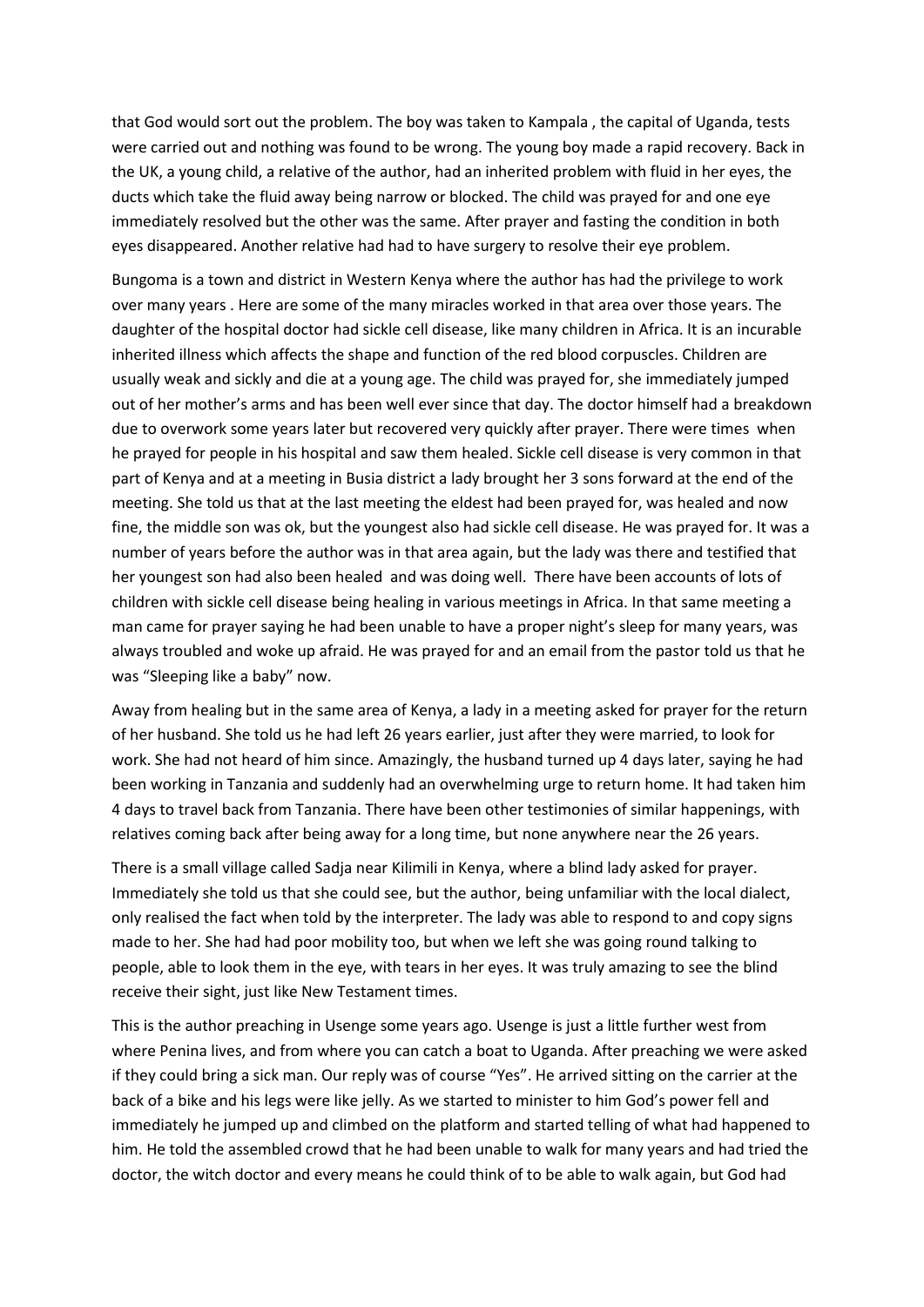that God would sort out the problem. The boy was taken to Kampala , the capital of Uganda, tests were carried out and nothing was found to be wrong. The young boy made a rapid recovery. Back in the UK, a young child, a relative of the author, had an inherited problem with fluid in her eyes, the ducts which take the fluid away being narrow or blocked. The child was prayed for and one eye immediately resolved but the other was the same. After prayer and fasting the condition in both eyes disappeared. Another relative had had to have surgery to resolve their eye problem.

Bungoma is a town and district in Western Kenya where the author has had the privilege to work over many years . Here are some of the many miracles worked in that area over those years. The daughter of the hospital doctor had sickle cell disease, like many children in Africa. It is an incurable inherited illness which affects the shape and function of the red blood corpuscles. Children are usually weak and sickly and die at a young age. The child was prayed for, she immediately jumped out of her mother's arms and has been well ever since that day. The doctor himself had a breakdown due to overwork some years later but recovered very quickly after prayer. There were times when he prayed for people in his hospital and saw them healed. Sickle cell disease is very common in that part of Kenya and at a meeting in Busia district a lady brought her 3 sons forward at the end of the meeting. She told us that at the last meeting the eldest had been prayed for, was healed and now fine, the middle son was ok, but the youngest also had sickle cell disease. He was prayed for. It was a number of years before the author was in that area again, but the lady was there and testified that her youngest son had also been healed and was doing well. There have been accounts of lots of children with sickle cell disease being healing in various meetings in Africa. In that same meeting a man came for prayer saying he had been unable to have a proper night's sleep for many years, was always troubled and woke up afraid. He was prayed for and an email from the pastor told us that he was "Sleeping like a baby" now.

Away from healing but in the same area of Kenya, a lady in a meeting asked for prayer for the return of her husband. She told us he had left 26 years earlier, just after they were married, to look for work. She had not heard of him since. Amazingly, the husband turned up 4 days later, saying he had been working in Tanzania and suddenly had an overwhelming urge to return home. It had taken him 4 days to travel back from Tanzania. There have been other testimonies of similar happenings, with relatives coming back after being away for a long time, but none anywhere near the 26 years.

There is a small village called Sadja near Kilimili in Kenya, where a blind lady asked for prayer. Immediately she told us that she could see, but the author, being unfamiliar with the local dialect, only realised the fact when told by the interpreter. The lady was able to respond to and copy signs made to her. She had had poor mobility too, but when we left she was going round talking to people, able to look them in the eye, with tears in her eyes. It was truly amazing to see the blind receive their sight, just like New Testament times.

This is the author preaching in Usenge some years ago. Usenge is just a little further west from where Penina lives, and from where you can catch a boat to Uganda. After preaching we were asked if they could bring a sick man. Our reply was of course "Yes". He arrived sitting on the carrier at the back of a bike and his legs were like jelly. As we started to minister to him God's power fell and immediately he jumped up and climbed on the platform and started telling of what had happened to him. He told the assembled crowd that he had been unable to walk for many years and had tried the doctor, the witch doctor and every means he could think of to be able to walk again, but God had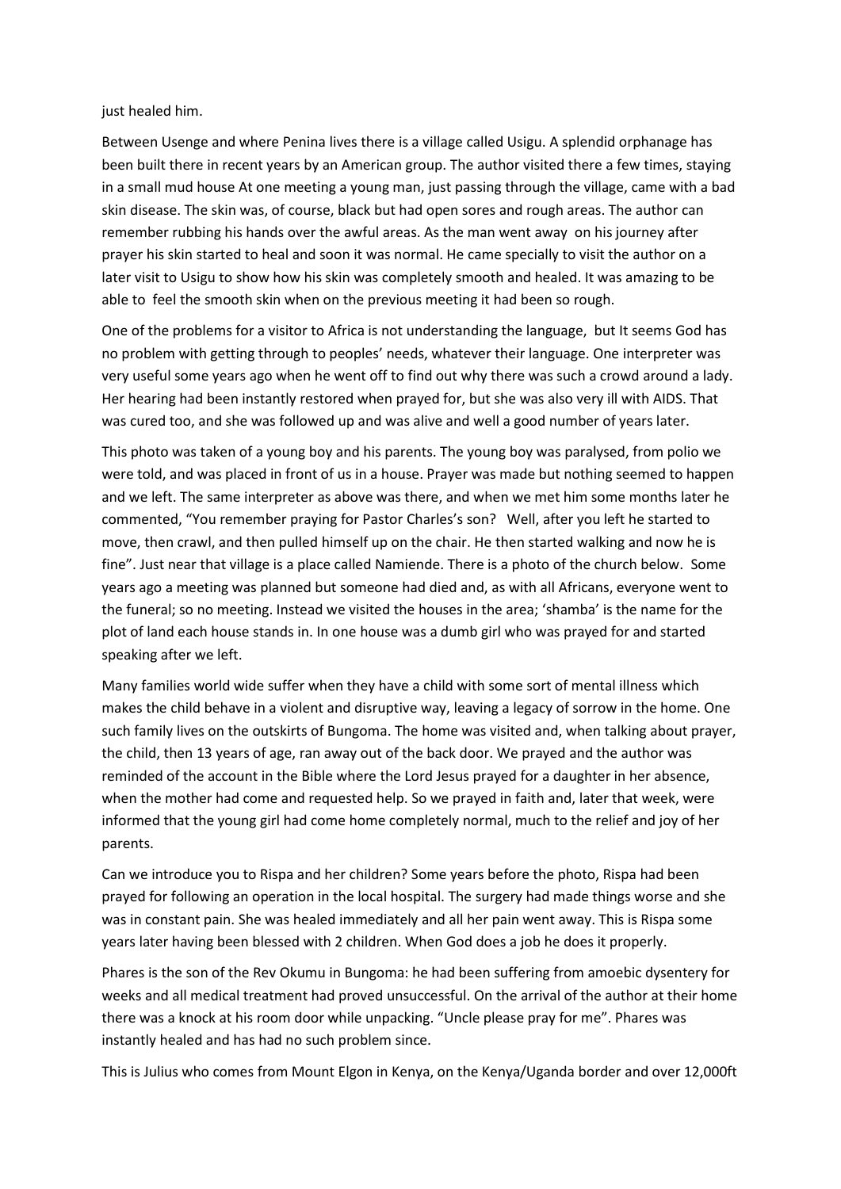just healed him.

Between Usenge and where Penina lives there is a village called Usigu. A splendid orphanage has been built there in recent years by an American group. The author visited there a few times, staying in a small mud house At one meeting a young man, just passing through the village, came with a bad skin disease. The skin was, of course, black but had open sores and rough areas. The author can remember rubbing his hands over the awful areas. As the man went away on his journey after prayer his skin started to heal and soon it was normal. He came specially to visit the author on a later visit to Usigu to show how his skin was completely smooth and healed. It was amazing to be able to feel the smooth skin when on the previous meeting it had been so rough.

One of the problems for a visitor to Africa is not understanding the language, but It seems God has no problem with getting through to peoples' needs, whatever their language. One interpreter was very useful some years ago when he went off to find out why there was such a crowd around a lady. Her hearing had been instantly restored when prayed for, but she was also very ill with AIDS. That was cured too, and she was followed up and was alive and well a good number of years later.

This photo was taken of a young boy and his parents. The young boy was paralysed, from polio we were told, and was placed in front of us in a house. Prayer was made but nothing seemed to happen and we left. The same interpreter as above was there, and when we met him some months later he commented, "You remember praying for Pastor Charles's son? Well, after you left he started to move, then crawl, and then pulled himself up on the chair. He then started walking and now he is fine". Just near that village is a place called Namiende. There is a photo of the church below. Some years ago a meeting was planned but someone had died and, as with all Africans, everyone went to the funeral; so no meeting. Instead we visited the houses in the area; 'shamba' is the name for the plot of land each house stands in. In one house was a dumb girl who was prayed for and started speaking after we left.

Many families world wide suffer when they have a child with some sort of mental illness which makes the child behave in a violent and disruptive way, leaving a legacy of sorrow in the home. One such family lives on the outskirts of Bungoma. The home was visited and, when talking about prayer, the child, then 13 years of age, ran away out of the back door. We prayed and the author was reminded of the account in the Bible where the Lord Jesus prayed for a daughter in her absence, when the mother had come and requested help. So we prayed in faith and, later that week, were informed that the young girl had come home completely normal, much to the relief and joy of her parents.

Can we introduce you to Rispa and her children? Some years before the photo, Rispa had been prayed for following an operation in the local hospital. The surgery had made things worse and she was in constant pain. She was healed immediately and all her pain went away. This is Rispa some years later having been blessed with 2 children. When God does a job he does it properly.

Phares is the son of the Rev Okumu in Bungoma: he had been suffering from amoebic dysentery for weeks and all medical treatment had proved unsuccessful. On the arrival of the author at their home there was a knock at his room door while unpacking. "Uncle please pray for me". Phares was instantly healed and has had no such problem since.

This is Julius who comes from Mount Elgon in Kenya, on the Kenya/Uganda border and over 12,000ft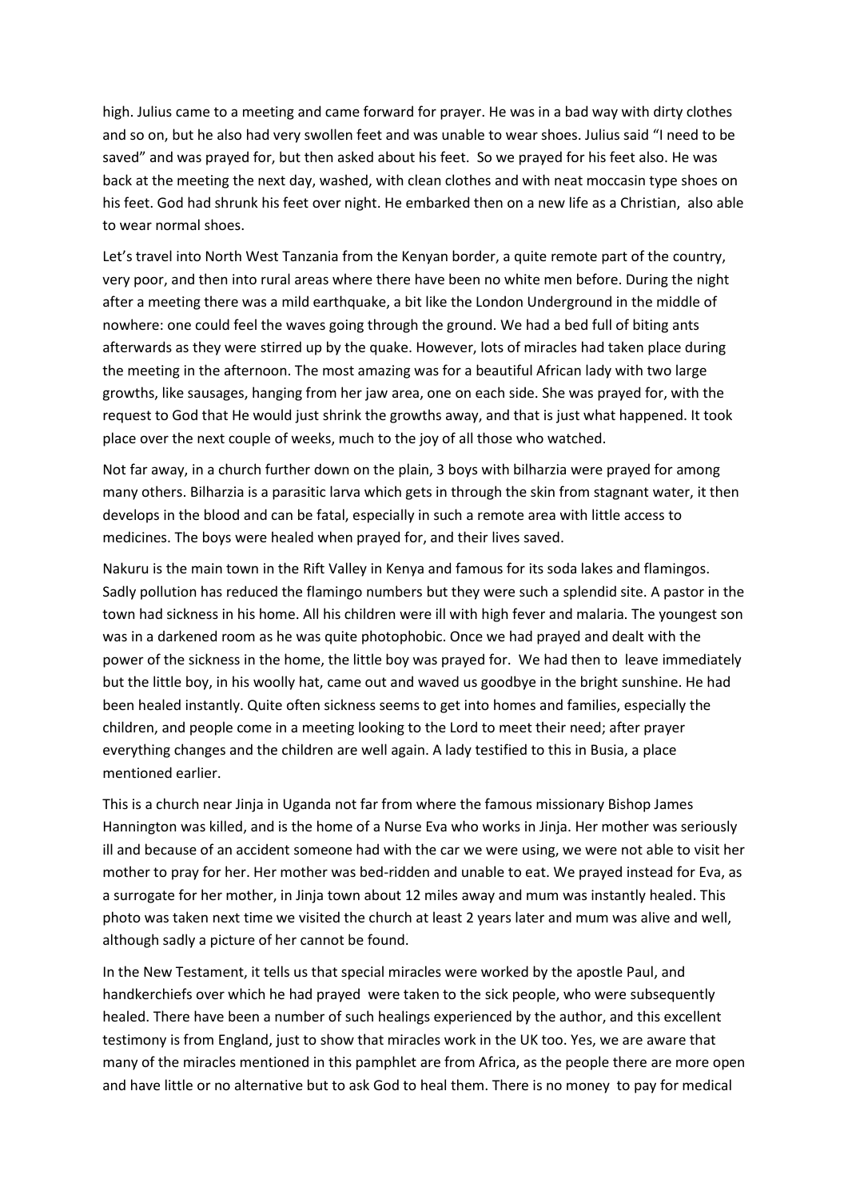high. Julius came to a meeting and came forward for prayer. He was in a bad way with dirty clothes and so on, but he also had very swollen feet and was unable to wear shoes. Julius said "I need to be saved" and was prayed for, but then asked about his feet. So we prayed for his feet also. He was back at the meeting the next day, washed, with clean clothes and with neat moccasin type shoes on his feet. God had shrunk his feet over night. He embarked then on a new life as a Christian, also able to wear normal shoes.

Let's travel into North West Tanzania from the Kenyan border, a quite remote part of the country, very poor, and then into rural areas where there have been no white men before. During the night after a meeting there was a mild earthquake, a bit like the London Underground in the middle of nowhere: one could feel the waves going through the ground. We had a bed full of biting ants afterwards as they were stirred up by the quake. However, lots of miracles had taken place during the meeting in the afternoon. The most amazing was for a beautiful African lady with two large growths, like sausages, hanging from her jaw area, one on each side. She was prayed for, with the request to God that He would just shrink the growths away, and that is just what happened. It took place over the next couple of weeks, much to the joy of all those who watched.

Not far away, in a church further down on the plain, 3 boys with bilharzia were prayed for among many others. Bilharzia is a parasitic larva which gets in through the skin from stagnant water, it then develops in the blood and can be fatal, especially in such a remote area with little access to medicines. The boys were healed when prayed for, and their lives saved.

Nakuru is the main town in the Rift Valley in Kenya and famous for its soda lakes and flamingos. Sadly pollution has reduced the flamingo numbers but they were such a splendid site. A pastor in the town had sickness in his home. All his children were ill with high fever and malaria. The youngest son was in a darkened room as he was quite photophobic. Once we had prayed and dealt with the power of the sickness in the home, the little boy was prayed for. We had then to leave immediately but the little boy, in his woolly hat, came out and waved us goodbye in the bright sunshine. He had been healed instantly. Quite often sickness seems to get into homes and families, especially the children, and people come in a meeting looking to the Lord to meet their need; after prayer everything changes and the children are well again. A lady testified to this in Busia, a place mentioned earlier.

This is a church near Jinja in Uganda not far from where the famous missionary Bishop James Hannington was killed, and is the home of a Nurse Eva who works in Jinja. Her mother was seriously ill and because of an accident someone had with the car we were using, we were not able to visit her mother to pray for her. Her mother was bed-ridden and unable to eat. We prayed instead for Eva, as a surrogate for her mother, in Jinja town about 12 miles away and mum was instantly healed. This photo was taken next time we visited the church at least 2 years later and mum was alive and well, although sadly a picture of her cannot be found.

In the New Testament, it tells us that special miracles were worked by the apostle Paul, and handkerchiefs over which he had prayed were taken to the sick people, who were subsequently healed. There have been a number of such healings experienced by the author, and this excellent testimony is from England, just to show that miracles work in the UK too. Yes, we are aware that many of the miracles mentioned in this pamphlet are from Africa, as the people there are more open and have little or no alternative but to ask God to heal them. There is no money to pay for medical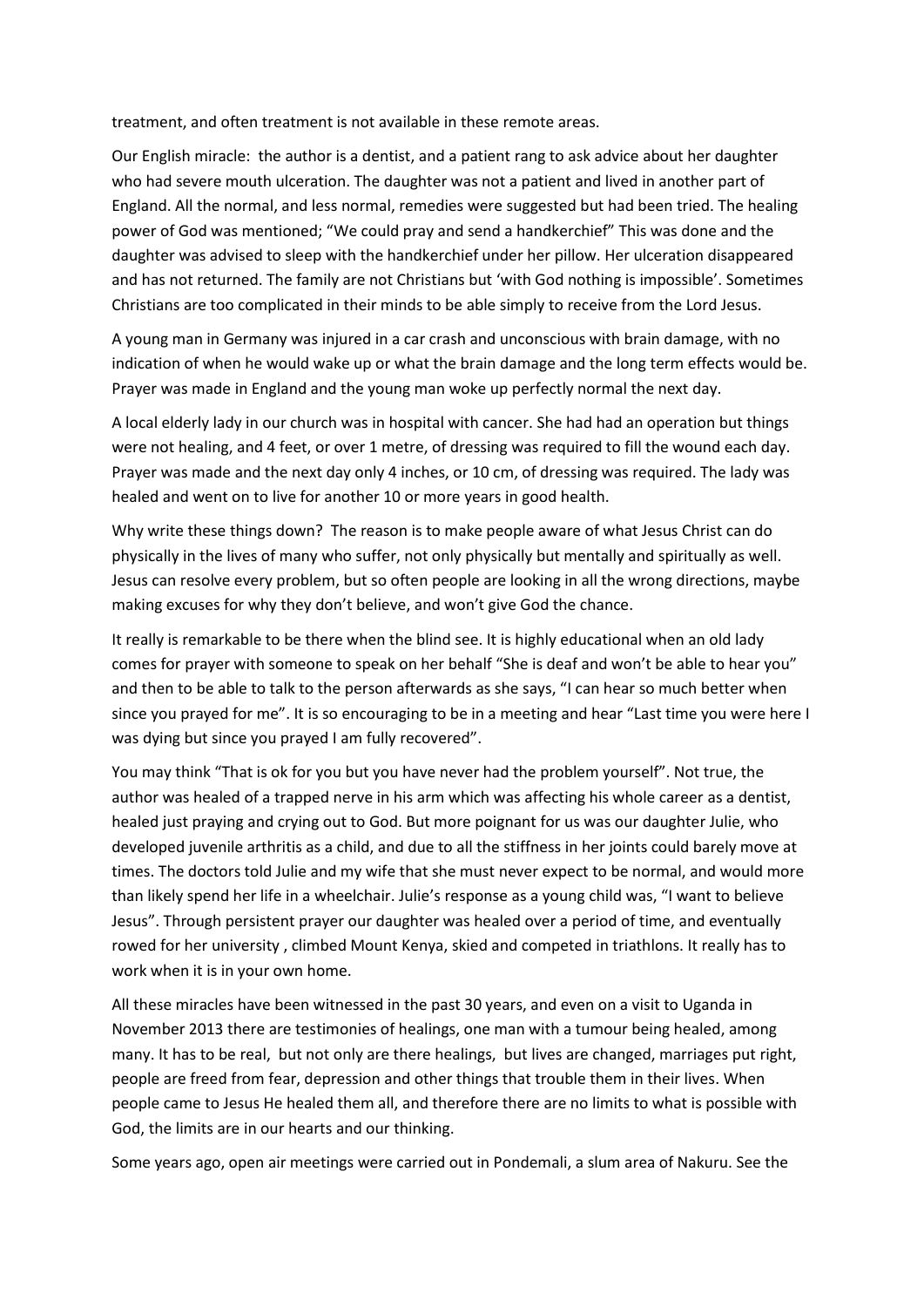treatment, and often treatment is not available in these remote areas.

Our English miracle: the author is a dentist, and a patient rang to ask advice about her daughter who had severe mouth ulceration. The daughter was not a patient and lived in another part of England. All the normal, and less normal, remedies were suggested but had been tried. The healing power of God was mentioned; "We could pray and send a handkerchief" This was done and the daughter was advised to sleep with the handkerchief under her pillow. Her ulceration disappeared and has not returned. The family are not Christians but 'with God nothing is impossible'. Sometimes Christians are too complicated in their minds to be able simply to receive from the Lord Jesus.

A young man in Germany was injured in a car crash and unconscious with brain damage, with no indication of when he would wake up or what the brain damage and the long term effects would be. Prayer was made in England and the young man woke up perfectly normal the next day.

A local elderly lady in our church was in hospital with cancer. She had had an operation but things were not healing, and 4 feet, or over 1 metre, of dressing was required to fill the wound each day. Prayer was made and the next day only 4 inches, or 10 cm, of dressing was required. The lady was healed and went on to live for another 10 or more years in good health.

Why write these things down? The reason is to make people aware of what Jesus Christ can do physically in the lives of many who suffer, not only physically but mentally and spiritually as well. Jesus can resolve every problem, but so often people are looking in all the wrong directions, maybe making excuses for why they don't believe, and won't give God the chance.

It really is remarkable to be there when the blind see. It is highly educational when an old lady comes for prayer with someone to speak on her behalf "She is deaf and won't be able to hear you" and then to be able to talk to the person afterwards as she says, "I can hear so much better when since you prayed for me". It is so encouraging to be in a meeting and hear "Last time you were here I was dying but since you prayed I am fully recovered".

You may think "That is ok for you but you have never had the problem yourself". Not true, the author was healed of a trapped nerve in his arm which was affecting his whole career as a dentist, healed just praying and crying out to God. But more poignant for us was our daughter Julie, who developed juvenile arthritis as a child, and due to all the stiffness in her joints could barely move at times. The doctors told Julie and my wife that she must never expect to be normal, and would more than likely spend her life in a wheelchair. Julie's response as a young child was, "I want to believe Jesus". Through persistent prayer our daughter was healed over a period of time, and eventually rowed for her university , climbed Mount Kenya, skied and competed in triathlons. It really has to work when it is in your own home.

All these miracles have been witnessed in the past 30 years, and even on a visit to Uganda in November 2013 there are testimonies of healings, one man with a tumour being healed, among many. It has to be real, but not only are there healings, but lives are changed, marriages put right, people are freed from fear, depression and other things that trouble them in their lives. When people came to Jesus He healed them all, and therefore there are no limits to what is possible with God, the limits are in our hearts and our thinking.

Some years ago, open air meetings were carried out in Pondemali, a slum area of Nakuru. See the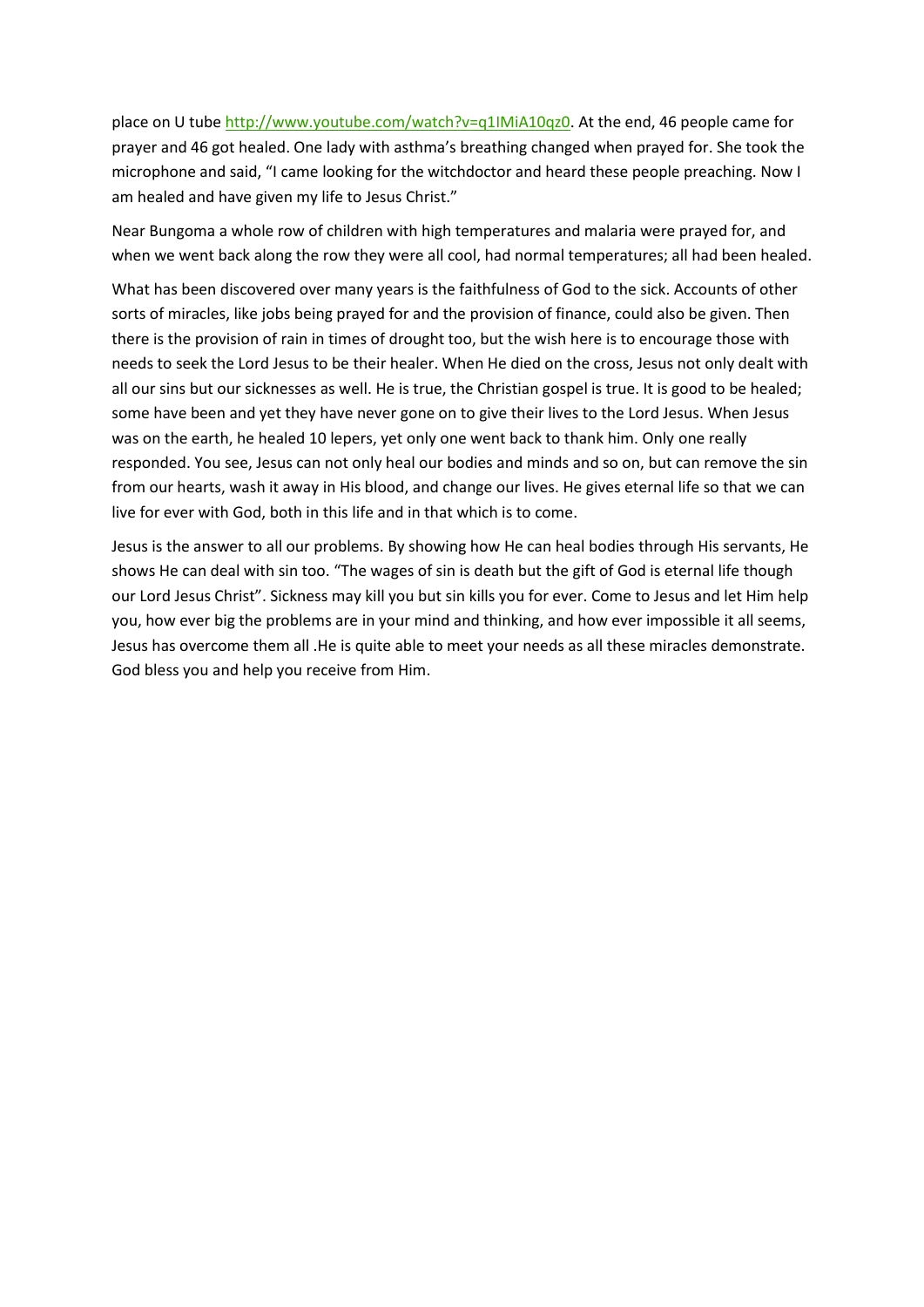place on U tube http://www.youtube.com/watch?v=q1IMiA10qz0. At the end, 46 people came for prayer and 46 got healed. One lady with asthma's breathing changed when prayed for. She took the microphone and said, "I came looking for the witchdoctor and heard these people preaching. Now I am healed and have given my life to Jesus Christ."

Near Bungoma a whole row of children with high temperatures and malaria were prayed for, and when we went back along the row they were all cool, had normal temperatures; all had been healed.

What has been discovered over many years is the faithfulness of God to the sick. Accounts of other sorts of miracles, like jobs being prayed for and the provision of finance, could also be given. Then there is the provision of rain in times of drought too, but the wish here is to encourage those with needs to seek the Lord Jesus to be their healer. When He died on the cross, Jesus not only dealt with all our sins but our sicknesses as well. He is true, the Christian gospel is true. It is good to be healed; some have been and yet they have never gone on to give their lives to the Lord Jesus. When Jesus was on the earth, he healed 10 lepers, yet only one went back to thank him. Only one really responded. You see, Jesus can not only heal our bodies and minds and so on, but can remove the sin from our hearts, wash it away in His blood, and change our lives. He gives eternal life so that we can live for ever with God, both in this life and in that which is to come.

Jesus is the answer to all our problems. By showing how He can heal bodies through His servants, He shows He can deal with sin too. "The wages of sin is death but the gift of God is eternal life though our Lord Jesus Christ". Sickness may kill you but sin kills you for ever. Come to Jesus and let Him help you, how ever big the problems are in your mind and thinking, and how ever impossible it all seems, Jesus has overcome them all .He is quite able to meet your needs as all these miracles demonstrate. God bless you and help you receive from Him.